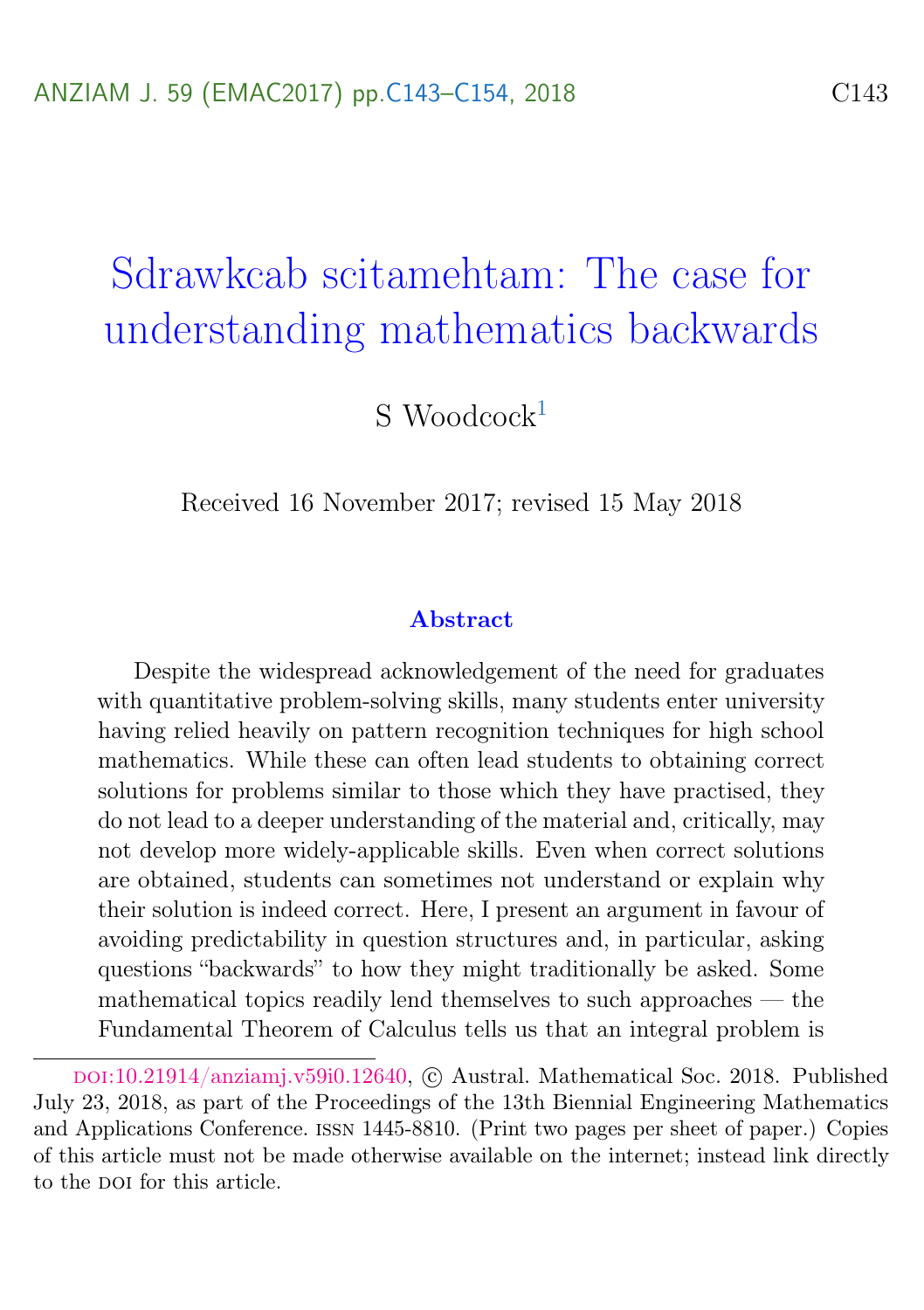# Sdrawkcab scitamehtam: The case for understanding mathematics backwards

S Woodcock[1]

Received 16 November 2017; revised 15 May 2018

### Abstract

Despite the widespread acknowledgement of the need for graduates with quantitative problem-solving skills, many students enter university having relied heavily on pattern recognition techniques for high school mathematics. While these can often lead students to obtaining correct solutions for problems similar to those which they have practised, they do not lead to a deeper understanding of the material and, critically, may not develop more widely-applicable skills. Even when correct solutions are obtained, students can sometimes not understand or explain why their solution is indeed correct. Here, I present an argument in favour of avoiding predictability in question structures and, in particular, asking questions "backwards" to how they might traditionally be asked. Some mathematical topics readily lend themselves to such approaches — the Fundamental Theorem of Calculus tells us that an integral problem is

---

DOI:10.21914/anziamj.v59i0.12640, © Austral. Mathematical Soc. 2018. Published July 23, 2018, as part of the Proceedings of the 13th Biennial Engineering Mathematics and Applications Conference. ISSN 1445-8810. (Print two pages per sheet of paper.) Copies of this article must not be made otherwise available on the internet; instead link directly to the DOI for this article.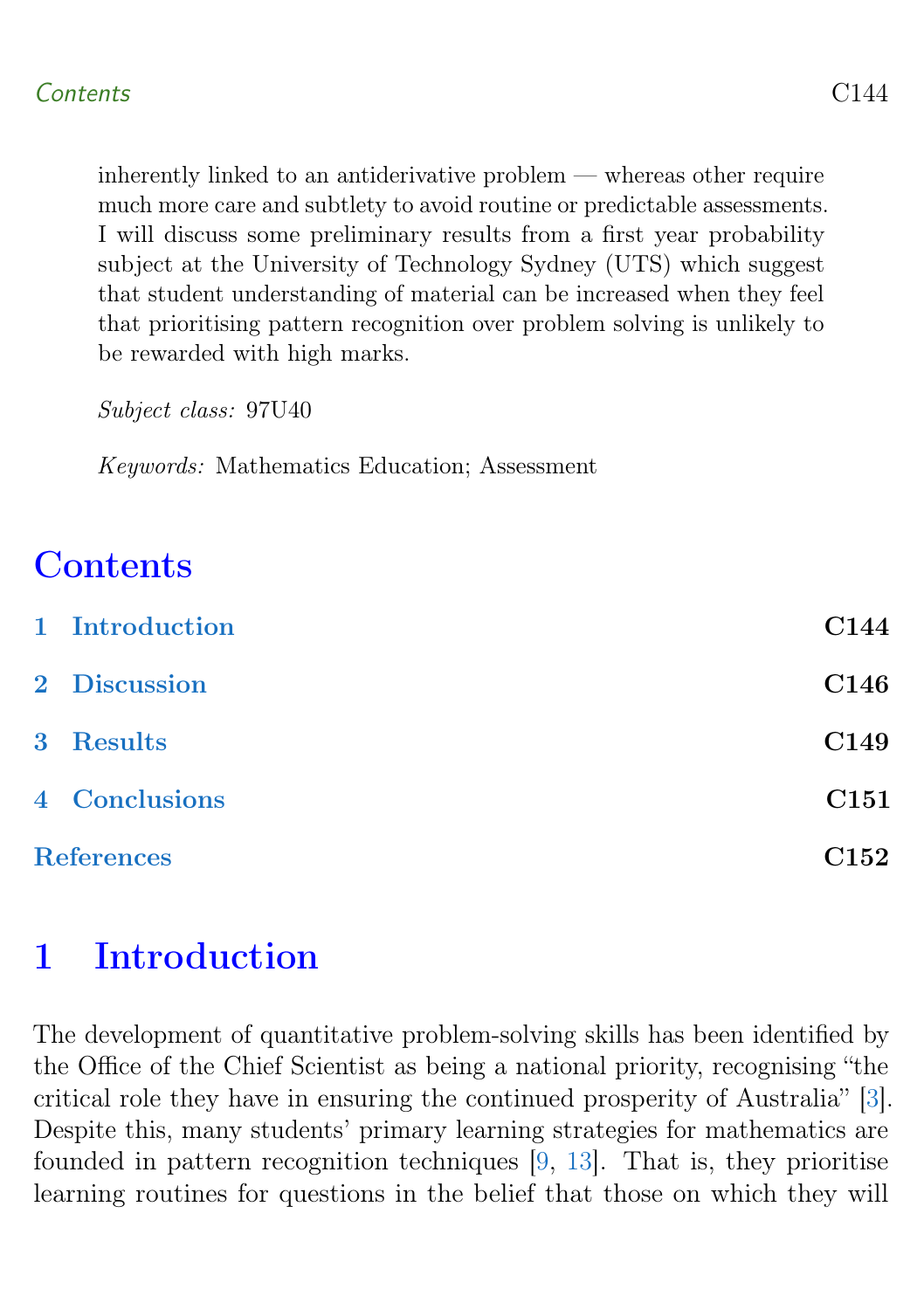inherently linked to an antiderivative problem — whereas other require much more care and subtlety to avoid routine or predictable assessments. I will discuss some preliminary results from a first year probability subject at the University of Technology Sydney (UTS) which suggest that student understanding of material can be increased when they feel that prioritising pattern recognition over problem solving is unlikely to be rewarded with high marks.

*Subject class:* 97U40

*Keywords:* Mathematics Education; Assessment

# Contents

1 Introduction C144

2 Discussion C146

3 Results C149

4 Conclusions C151

References C152

# 1 Introduction

The development of quantitative problem-solving skills has been identified by the Office of the Chief Scientist as being a national priority, recognising "the critical role they have in ensuring the continued prosperity of Australia" [3]. Despite this, many students' primary learning strategies for mathematics are founded in pattern recognition techniques [9, 13]. That is, they prioritise learning routines for questions in the belief that those on which they will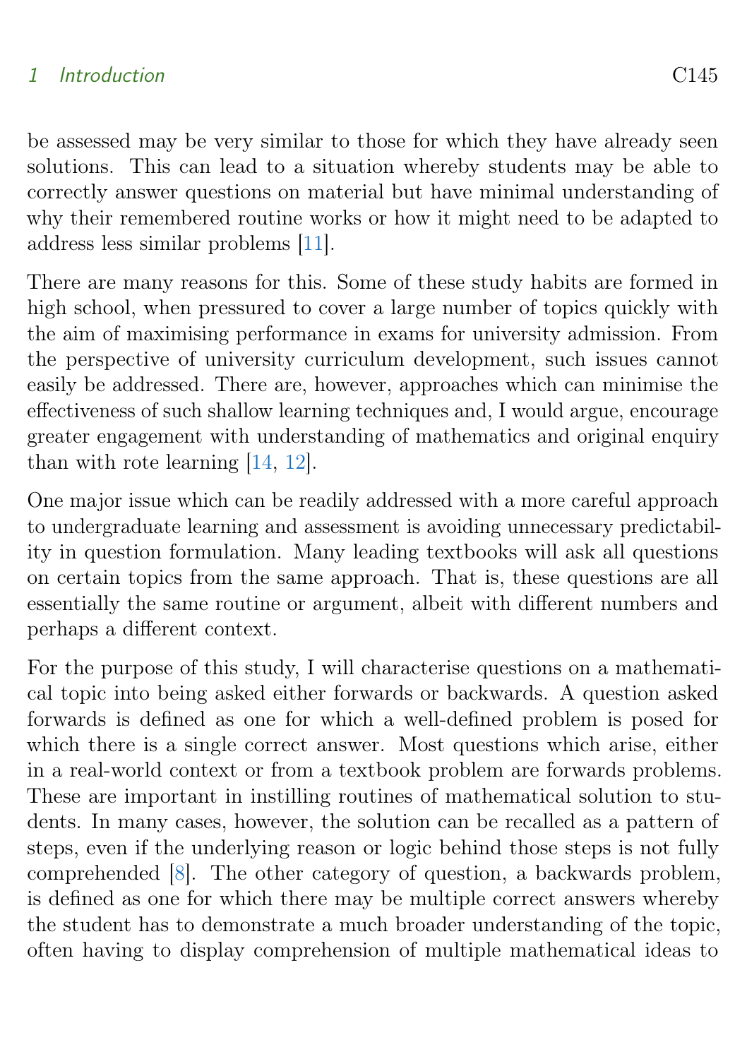be assessed may be very similar to those for which they have already seen solutions. This can lead to a situation whereby students may be able to correctly answer questions on material but have minimal understanding of why their remembered routine works or how it might need to be adapted to address less similar problems [11].

There are many reasons for this. Some of these study habits are formed in high school, when pressured to cover a large number of topics quickly with the aim of maximising performance in exams for university admission. From the perspective of university curriculum development, such issues cannot easily be addressed. There are, however, approaches which can minimise the effectiveness of such shallow learning techniques and, I would argue, encourage greater engagement with understanding of mathematics and original enquiry than with rote learning [14, 12].

One major issue which can be readily addressed with a more careful approach to undergraduate learning and assessment is avoiding unnecessary predictability in question formulation. Many leading textbooks will ask all questions on certain topics from the same approach. That is, these questions are all essentially the same routine or argument, albeit with different numbers and perhaps a different context.

For the purpose of this study, I will characterise questions on a mathematical topic into being asked either forwards or backwards. A question asked forwards is defined as one for which a well-defined problem is posed for which there is a single correct answer. Most questions which arise, either in a real-world context or from a textbook problem are forwards problems. These are important in instilling routines of mathematical solution to students. In many cases, however, the solution can be recalled as a pattern of steps, even if the underlying reason or logic behind those steps is not fully comprehended [8]. The other category of question, a backwards problem, is defined as one for which there may be multiple correct answers whereby the student has to demonstrate a much broader understanding of the topic, often having to display comprehension of multiple mathematical ideas to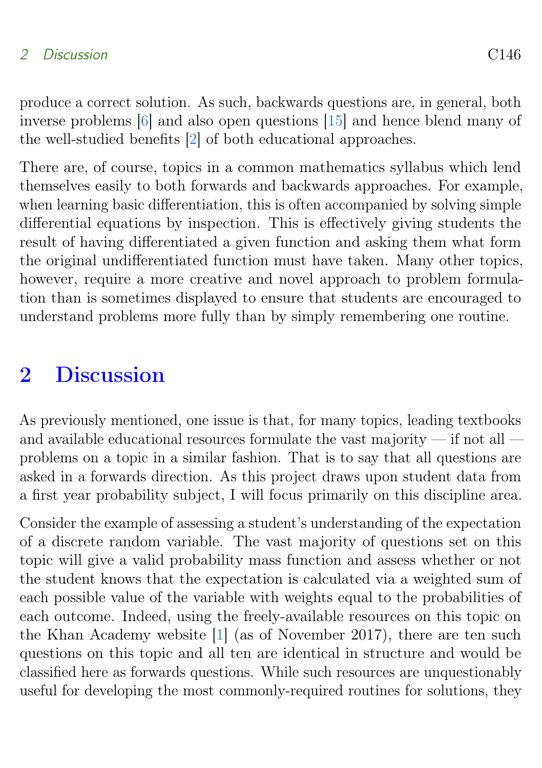produce a correct solution. As such, backwards questions are, in general, both inverse problems [6] and also open questions [15] and hence blend many of the well-studied benefits [2] of both educational approaches.

There are, of course, topics in a common mathematics syllabus which lend themselves easily to both forwards and backwards approaches. For example, when learning basic differentiation, this is often accompanied by solving simple differential equations by inspection. This is effectively giving students the result of having differentiated a given function and asking them what form the original undifferentiated function must have taken. Many other topics, however, require a more creative and novel approach to problem formulation than is sometimes displayed to ensure that students are encouraged to understand problems more fully than by simply remembering one routine.

## 2 Discussion

As previously mentioned, one issue is that, for many topics, leading textbooks and available educational resources formulate the vast majority — if not all — problems on a topic in a similar fashion. That is to say that all questions are asked in a forwards direction. As this project draws upon student data from a first year probability subject, I will focus primarily on this discipline area.

Consider the example of assessing a student's understanding of the expectation of a discrete random variable. The vast majority of questions set on this topic will give a valid probability mass function and assess whether or not the student knows that the expectation is calculated via a weighted sum of each possible value of the variable with weights equal to the probabilities of each outcome. Indeed, using the freely-available resources on this topic on the Khan Academy website [1] (as of November 2017), there are ten such questions on this topic and all ten are identical in structure and would be classified here as forwards questions. While such resources are unquestionably useful for developing the most commonly-required routines for solutions, they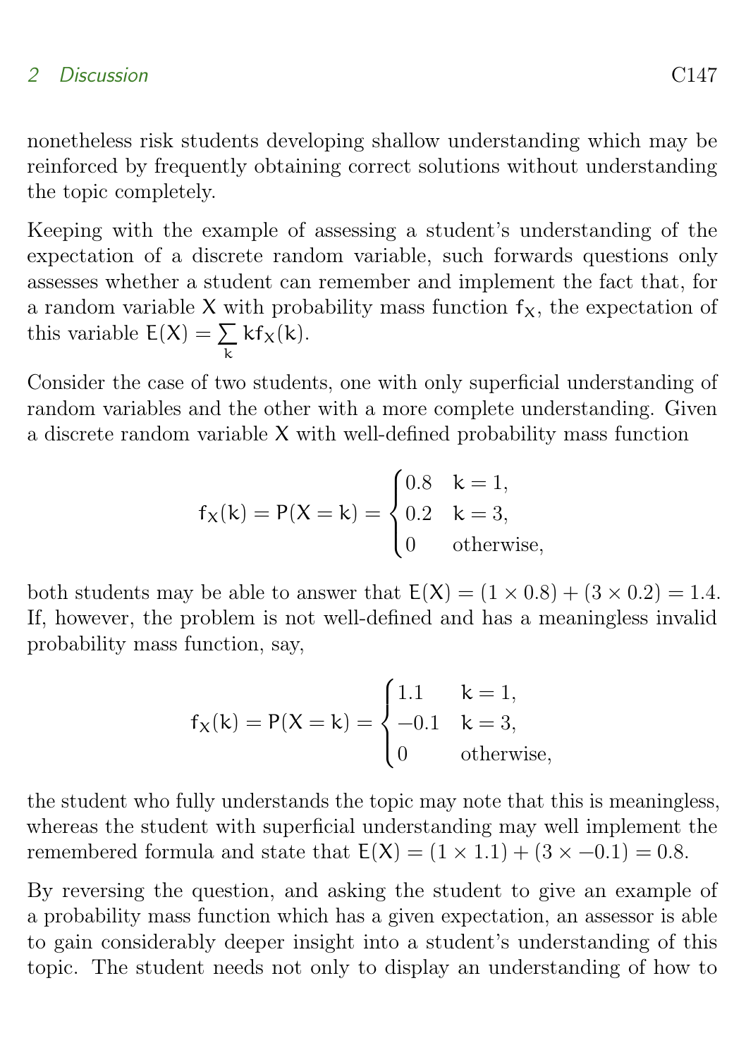nonetheless risk students developing shallow understanding which may be reinforced by frequently obtaining correct solutions without understanding the topic completely.

Keeping with the example of assessing a student's understanding of the expectation of a discrete random variable, such forwards questions only assesses whether a student can remember and implement the fact that, for a random variable $\mathsf{X}$ with probability mass function $\mathsf{f_X}$, the expectation of this variable $\mathsf{E(X)} = \sum_{\mathsf{k}} \mathsf{k f_X(k)}$.

Consider the case of two students, one with only superficial understanding of random variables and the other with a more complete understanding. Given a discrete random variable $\mathsf{X}$ with well-defined probability mass function

$$\mathsf{f_X(k) = P(X = k)} = \begin{cases} 0.8 & \mathsf{k} = 1, \\ 0.2 & \mathsf{k} = 3, \\ 0 & \text{otherwise,} \end{cases}$$

both students may be able to answer that $\mathsf{E(X)} = (1 \times 0.8) + (3 \times 0.2) = 1.4$. If, however, the problem is not well-defined and has a meaningless invalid probability mass function, say,

$$\mathsf{f_X(k) = P(X = k)} = \begin{cases} 1.1 & \mathsf{k} = 1, \\ -0.1 & \mathsf{k} = 3, \\ 0 & \text{otherwise,} \end{cases}$$

the student who fully understands the topic may note that this is meaningless, whereas the student with superficial understanding may well implement the remembered formula and state that $\mathsf{E(X)} = (1 \times 1.1) + (3 \times -0.1) = 0.8$.

By reversing the question, and asking the student to give an example of a probability mass function which has a given expectation, an assessor is able to gain considerably deeper insight into a student's understanding of this topic. The student needs not only to display an understanding of how to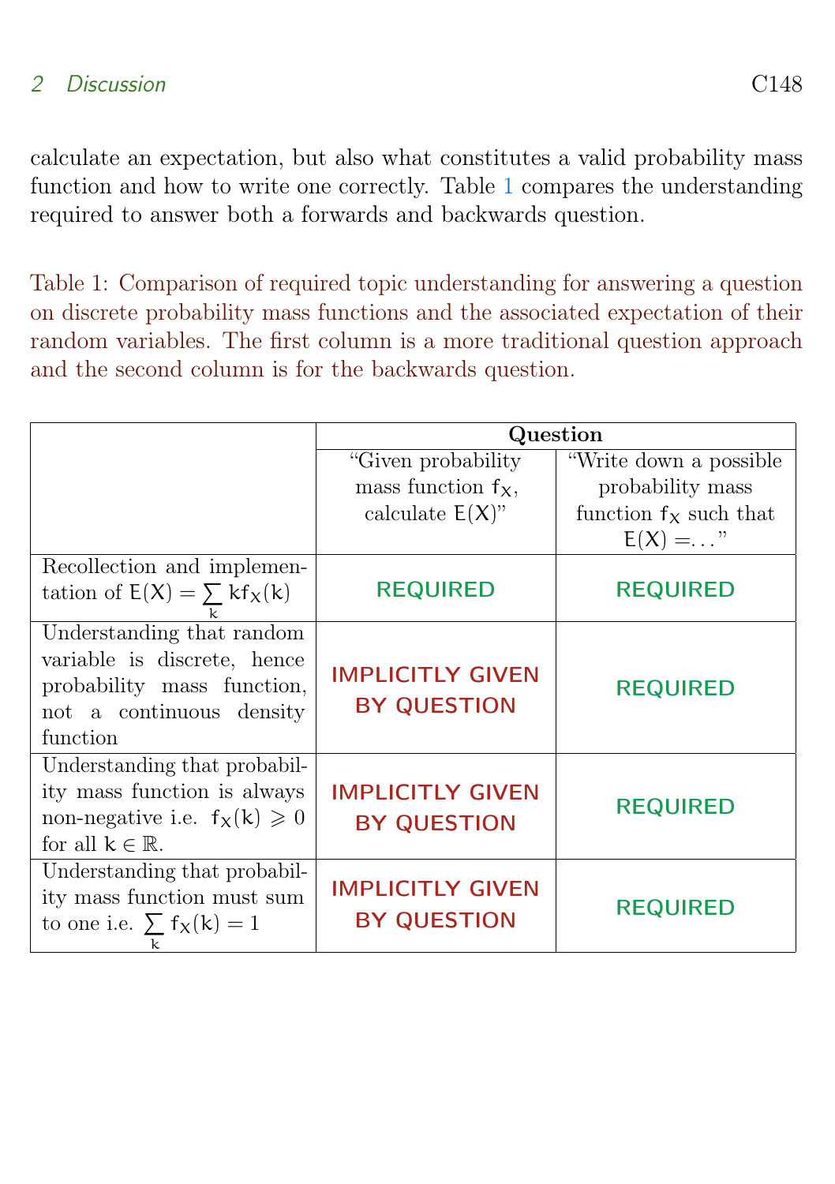calculate an expectation, but also what constitutes a valid probability mass function and how to write one correctly. Table 1 compares the understanding required to answer both a forwards and backwards question.

Table 1: Comparison of required topic understanding for answering a question on discrete probability mass functions and the associated expectation of their random variables. The first column is a more traditional question approach and the second column is for the backwards question.

| | **Question** | |
|---|---|---|
| | "Given probability mass function $f_X$, calculate $E(X)$" | "Write down a possible probability mass function $f_X$ such that $E(X) = \ldots$" |
| Recollection and implementation of $E(X) = \sum_k k f_X(k)$ | REQUIRED | REQUIRED |
| Understanding that random variable is discrete, hence probability mass function, not a continuous density function | IMPLICITLY GIVEN BY QUESTION | REQUIRED |
| Understanding that probability mass function is always non-negative i.e. $f_X(k) \geqslant 0$ for all $k \in \mathbb{R}$. | IMPLICITLY GIVEN BY QUESTION | REQUIRED |
| Understanding that probability mass function must sum to one i.e. $\sum_k f_X(k) = 1$ | IMPLICITLY GIVEN BY QUESTION | REQUIRED |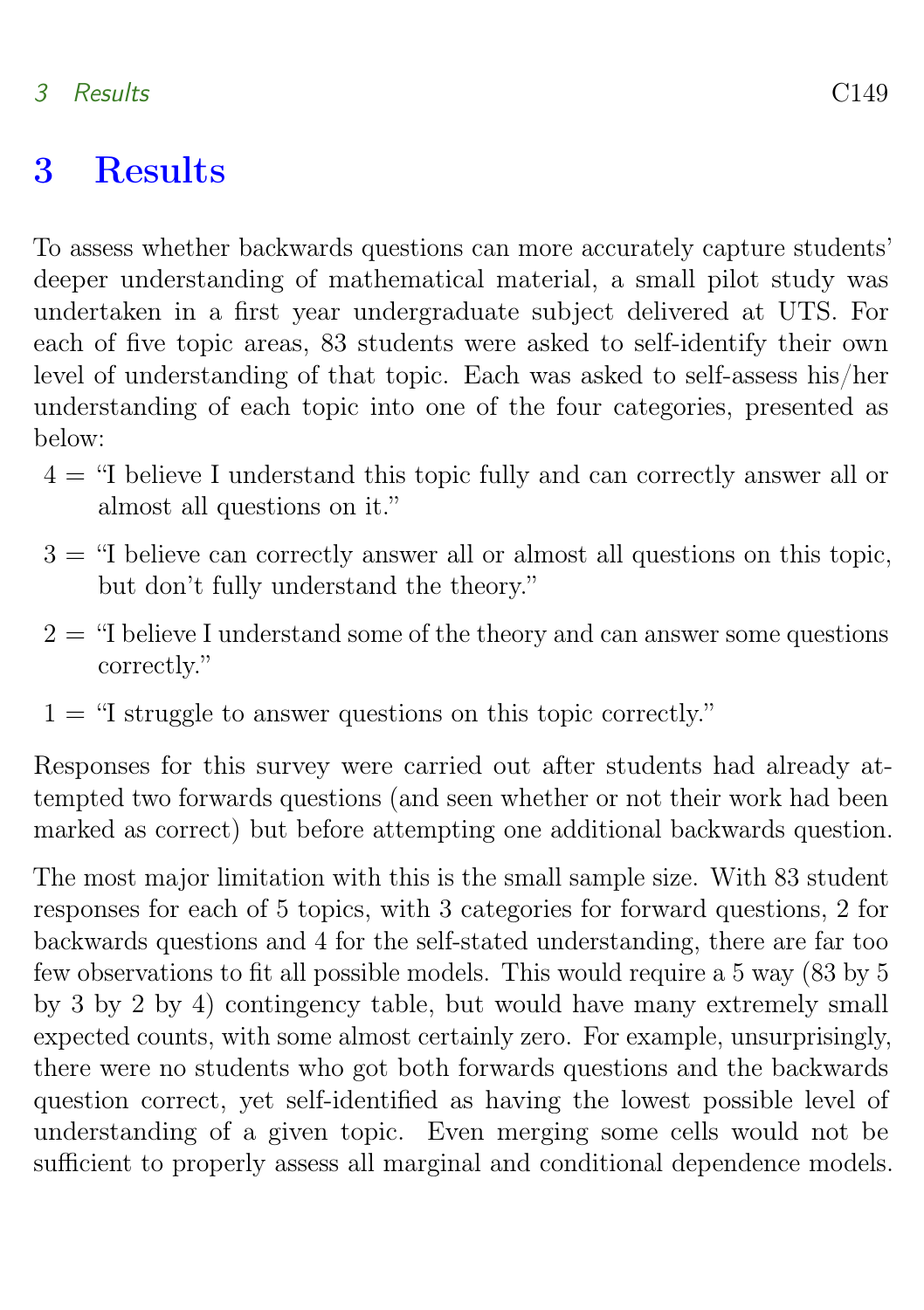# 3 Results

To assess whether backwards questions can more accurately capture students' deeper understanding of mathematical material, a small pilot study was undertaken in a first year undergraduate subject delivered at UTS. For each of five topic areas, 83 students were asked to self-identify their own level of understanding of that topic. Each was asked to self-assess his/her understanding of each topic into one of the four categories, presented as below:

4 = "I believe I understand this topic fully and can correctly answer all or almost all questions on it."

3 = "I believe can correctly answer all or almost all questions on this topic, but don't fully understand the theory."

2 = "I believe I understand some of the theory and can answer some questions correctly."

1 = "I struggle to answer questions on this topic correctly."

Responses for this survey were carried out after students had already attempted two forwards questions (and seen whether or not their work had been marked as correct) but before attempting one additional backwards question.

The most major limitation with this is the small sample size. With 83 student responses for each of 5 topics, with 3 categories for forward questions, 2 for backwards questions and 4 for the self-stated understanding, there are far too few observations to fit all possible models. This would require a 5 way (83 by 5 by 3 by 2 by 4) contingency table, but would have many extremely small expected counts, with some almost certainly zero. For example, unsurprisingly, there were no students who got both forwards questions and the backwards question correct, yet self-identified as having the lowest possible level of understanding of a given topic. Even merging some cells would not be sufficient to properly assess all marginal and conditional dependence models.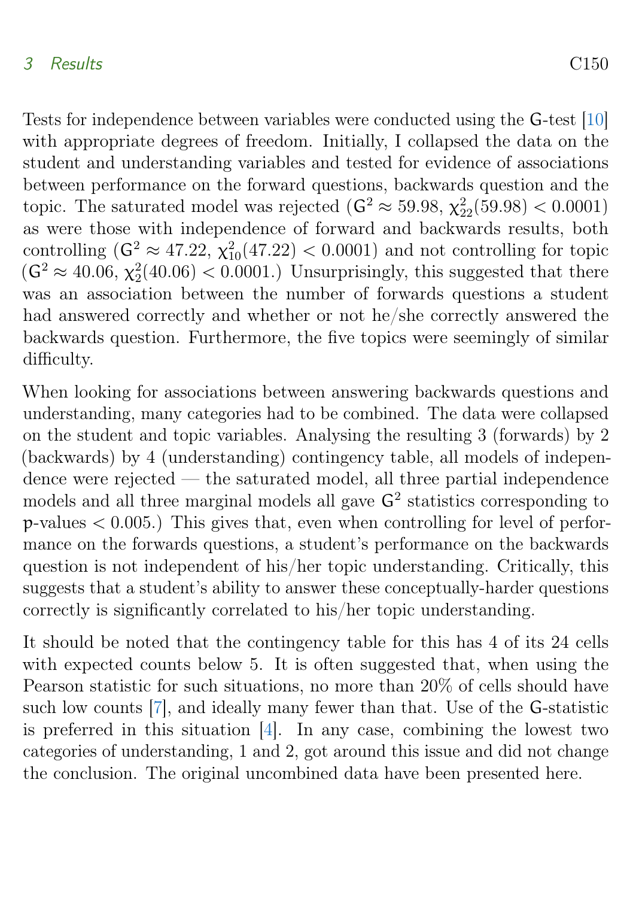Tests for independence between variables were conducted using the $\mathsf{G}$-test [10] with appropriate degrees of freedom. Initially, I collapsed the data on the student and understanding variables and tested for evidence of associations between performance on the forward questions, backwards question and the topic. The saturated model was rejected ($\mathsf{G}^2 \approx 59.98$, $\chi^2_{22}(59.98) < 0.0001$) as were those with independence of forward and backwards results, both controlling ($\mathsf{G}^2 \approx 47.22$, $\chi^2_{10}(47.22) < 0.0001$) and not controlling for topic ($\mathsf{G}^2 \approx 40.06$, $\chi^2_{2}(40.06) < 0.0001$.) Unsurprisingly, this suggested that there was an association between the number of forwards questions a student had answered correctly and whether or not he/she correctly answered the backwards question. Furthermore, the five topics were seemingly of similar difficulty.

When looking for associations between answering backwards questions and understanding, many categories had to be combined. The data were collapsed on the student and topic variables. Analysing the resulting 3 (forwards) by 2 (backwards) by 4 (understanding) contingency table, all models of independence were rejected — the saturated model, all three partial independence models and all three marginal models all gave $\mathsf{G}^2$ statistics corresponding to $\mathsf{p}$-values $< 0.005$.) This gives that, even when controlling for level of performance on the forwards questions, a student's performance on the backwards question is not independent of his/her topic understanding. Critically, this suggests that a student's ability to answer these conceptually-harder questions correctly is significantly correlated to his/her topic understanding.

It should be noted that the contingency table for this has 4 of its 24 cells with expected counts below 5. It is often suggested that, when using the Pearson statistic for such situations, no more than 20% of cells should have such low counts [7], and ideally many fewer than that. Use of the $\mathsf{G}$-statistic is preferred in this situation [4]. In any case, combining the lowest two categories of understanding, 1 and 2, got around this issue and did not change the conclusion. The original uncombined data have been presented here.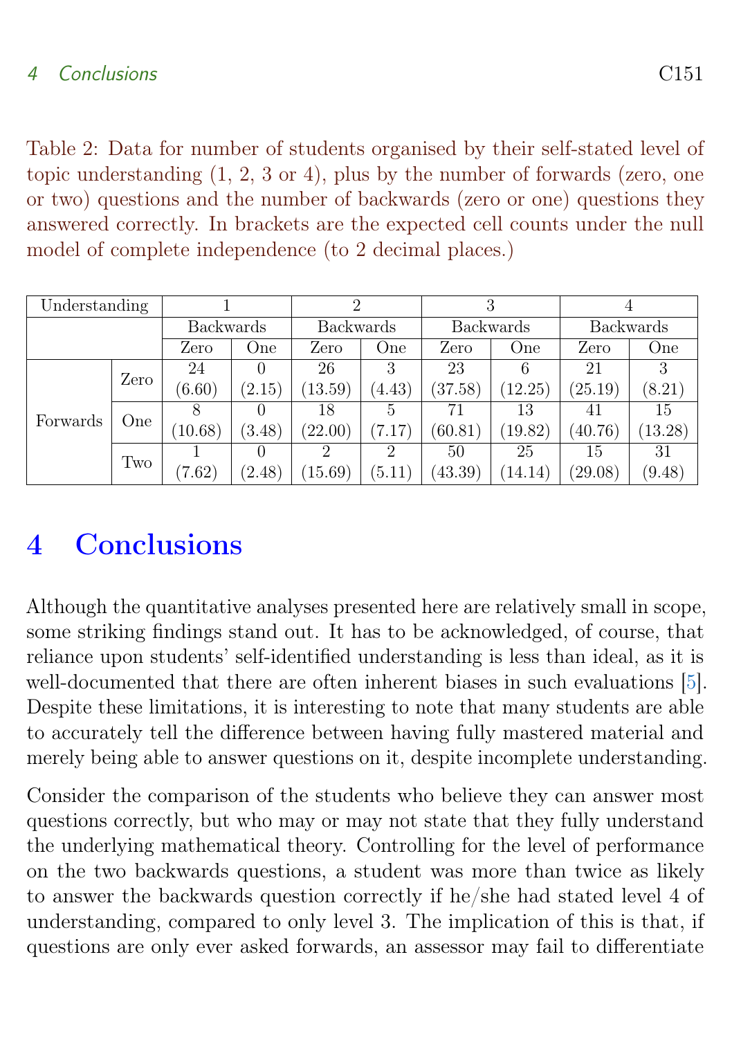Table 2: Data for number of students organised by their self-stated level of topic understanding (1, 2, 3 or 4), plus by the number of forwards (zero, one or two) questions and the number of backwards (zero or one) questions they answered correctly. In brackets are the expected cell counts under the null model of complete independence (to 2 decimal places.)

| Understanding | | 1 | | 2 | | 3 | | 4 | |
|---|---|---|---|---|---|---|---|---|---|
| | | Backwards | | Backwards | | Backwards | | Backwards | |
| | | Zero | One | Zero | One | Zero | One | Zero | One |
| Forwards | Zero | 24 (6.60) | 0 (2.15) | 26 (13.59) | 3 (4.43) | 23 (37.58) | 6 (12.25) | 21 (25.19) | 3 (8.21) |
| | One | 8 (10.68) | 0 (3.48) | 18 (22.00) | 5 (7.17) | 71 (60.81) | 13 (19.82) | 41 (40.76) | 15 (13.28) |
| | Two | 1 (7.62) | 0 (2.48) | 2 (15.69) | 2 (5.11) | 50 (43.39) | 25 (14.14) | 15 (29.08) | 31 (9.48) |

# 4 Conclusions

Although the quantitative analyses presented here are relatively small in scope, some striking findings stand out. It has to be acknowledged, of course, that reliance upon students' self-identified understanding is less than ideal, as it is well-documented that there are often inherent biases in such evaluations [5]. Despite these limitations, it is interesting to note that many students are able to accurately tell the difference between having fully mastered material and merely being able to answer questions on it, despite incomplete understanding.

Consider the comparison of the students who believe they can answer most questions correctly, but who may or may not state that they fully understand the underlying mathematical theory. Controlling for the level of performance on the two backwards questions, a student was more than twice as likely to answer the backwards question correctly if he/she had stated level 4 of understanding, compared to only level 3. The implication of this is that, if questions are only ever asked forwards, an assessor may fail to differentiate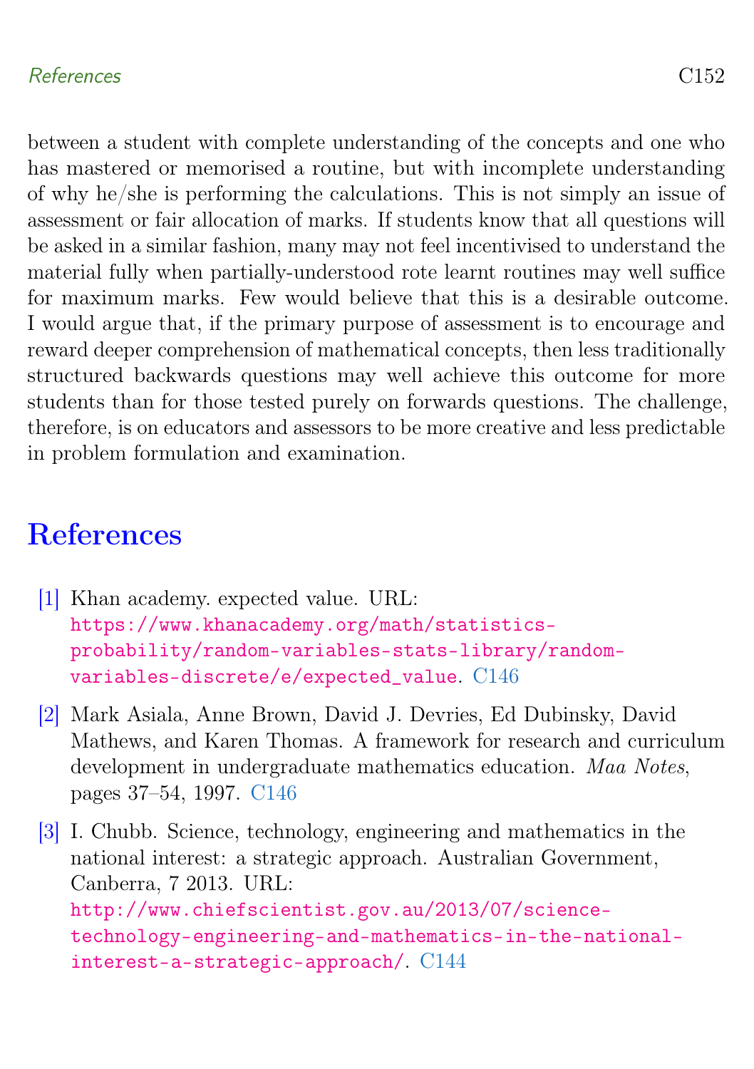between a student with complete understanding of the concepts and one who has mastered or memorised a routine, but with incomplete understanding of why he/she is performing the calculations. This is not simply an issue of assessment or fair allocation of marks. If students know that all questions will be asked in a similar fashion, many may not feel incentivised to understand the material fully when partially-understood rote learnt routines may well suffice for maximum marks. Few would believe that this is a desirable outcome. I would argue that, if the primary purpose of assessment is to encourage and reward deeper comprehension of mathematical concepts, then less traditionally structured backwards questions may well achieve this outcome for more students than for those tested purely on forwards questions. The challenge, therefore, is on educators and assessors to be more creative and less predictable in problem formulation and examination.

# References

[1] Khan academy. expected value. URL: https://www.khanacademy.org/math/statistics-probability/random-variables-stats-library/random-variables-discrete/e/expected_value. C146

[2] Mark Asiala, Anne Brown, David J. Devries, Ed Dubinsky, David Mathews, and Karen Thomas. A framework for research and curriculum development in undergraduate mathematics education. *Maa Notes*, pages 37–54, 1997. C146

[3] I. Chubb. Science, technology, engineering and mathematics in the national interest: a strategic approach. Australian Government, Canberra, 7 2013. URL: http://www.chiefscientist.gov.au/2013/07/science-technology-engineering-and-mathematics-in-the-national-interest-a-strategic-approach/. C144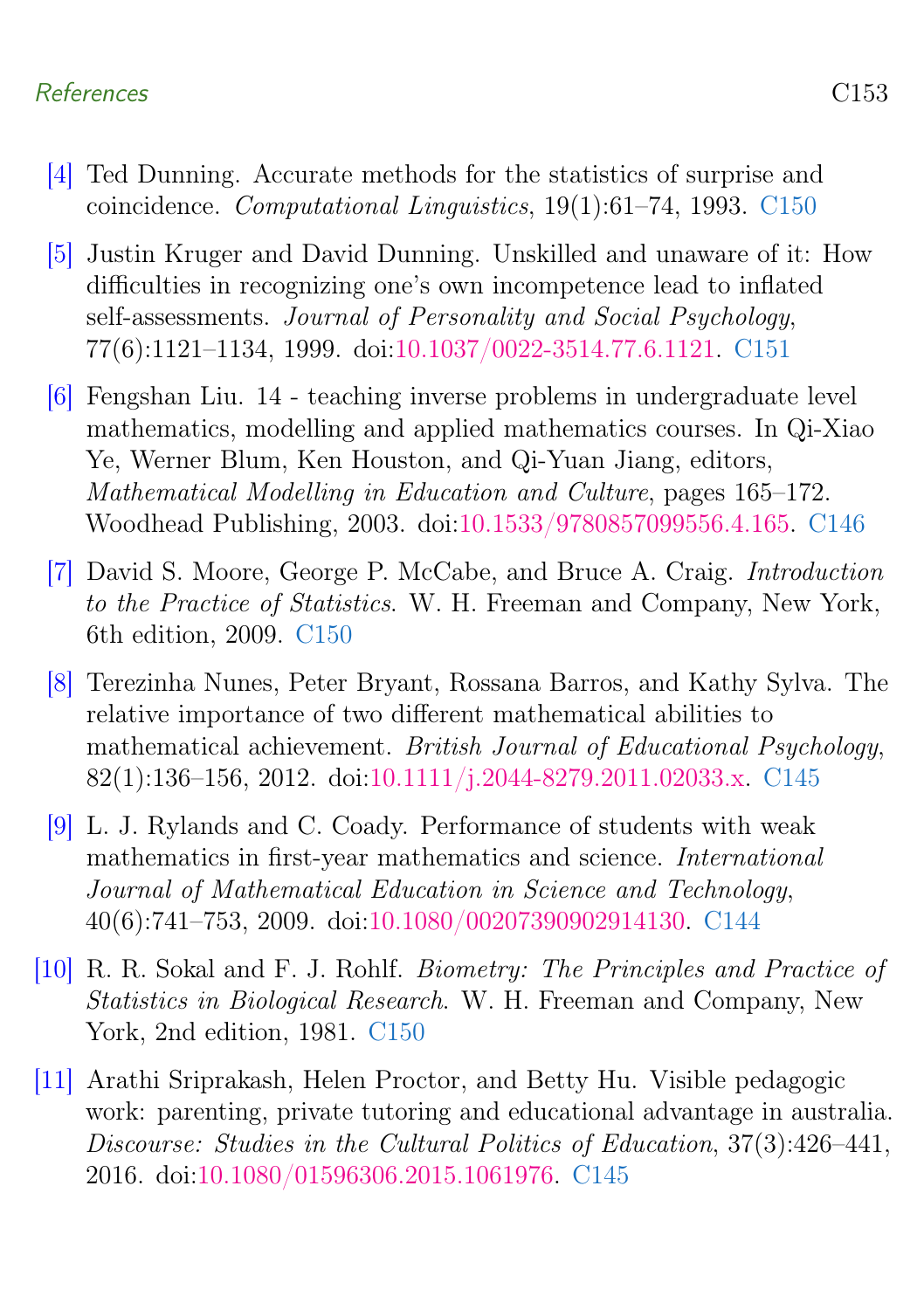[4] Ted Dunning. Accurate methods for the statistics of surprise and coincidence. *Computational Linguistics*, 19(1):61–74, 1993. C150

[5] Justin Kruger and David Dunning. Unskilled and unaware of it: How difficulties in recognizing one's own incompetence lead to inflated self-assessments. *Journal of Personality and Social Psychology*, 77(6):1121–1134, 1999. doi:10.1037/0022-3514.77.6.1121. C151

[6] Fengshan Liu. 14 - teaching inverse problems in undergraduate level mathematics, modelling and applied mathematics courses. In Qi-Xiao Ye, Werner Blum, Ken Houston, and Qi-Yuan Jiang, editors, *Mathematical Modelling in Education and Culture*, pages 165–172. Woodhead Publishing, 2003. doi:10.1533/9780857099556.4.165. C146

[7] David S. Moore, George P. McCabe, and Bruce A. Craig. *Introduction to the Practice of Statistics*. W. H. Freeman and Company, New York, 6th edition, 2009. C150

[8] Terezinha Nunes, Peter Bryant, Rossana Barros, and Kathy Sylva. The relative importance of two different mathematical abilities to mathematical achievement. *British Journal of Educational Psychology*, 82(1):136–156, 2012. doi:10.1111/j.2044-8279.2011.02033.x. C145

[9] L. J. Rylands and C. Coady. Performance of students with weak mathematics in first-year mathematics and science. *International Journal of Mathematical Education in Science and Technology*, 40(6):741–753, 2009. doi:10.1080/00207390902914130. C144

[10] R. R. Sokal and F. J. Rohlf. *Biometry: The Principles and Practice of Statistics in Biological Research*. W. H. Freeman and Company, New York, 2nd edition, 1981. C150

[11] Arathi Sriprakash, Helen Proctor, and Betty Hu. Visible pedagogic work: parenting, private tutoring and educational advantage in australia. *Discourse: Studies in the Cultural Politics of Education*, 37(3):426–441, 2016. doi:10.1080/01596306.2015.1061976. C145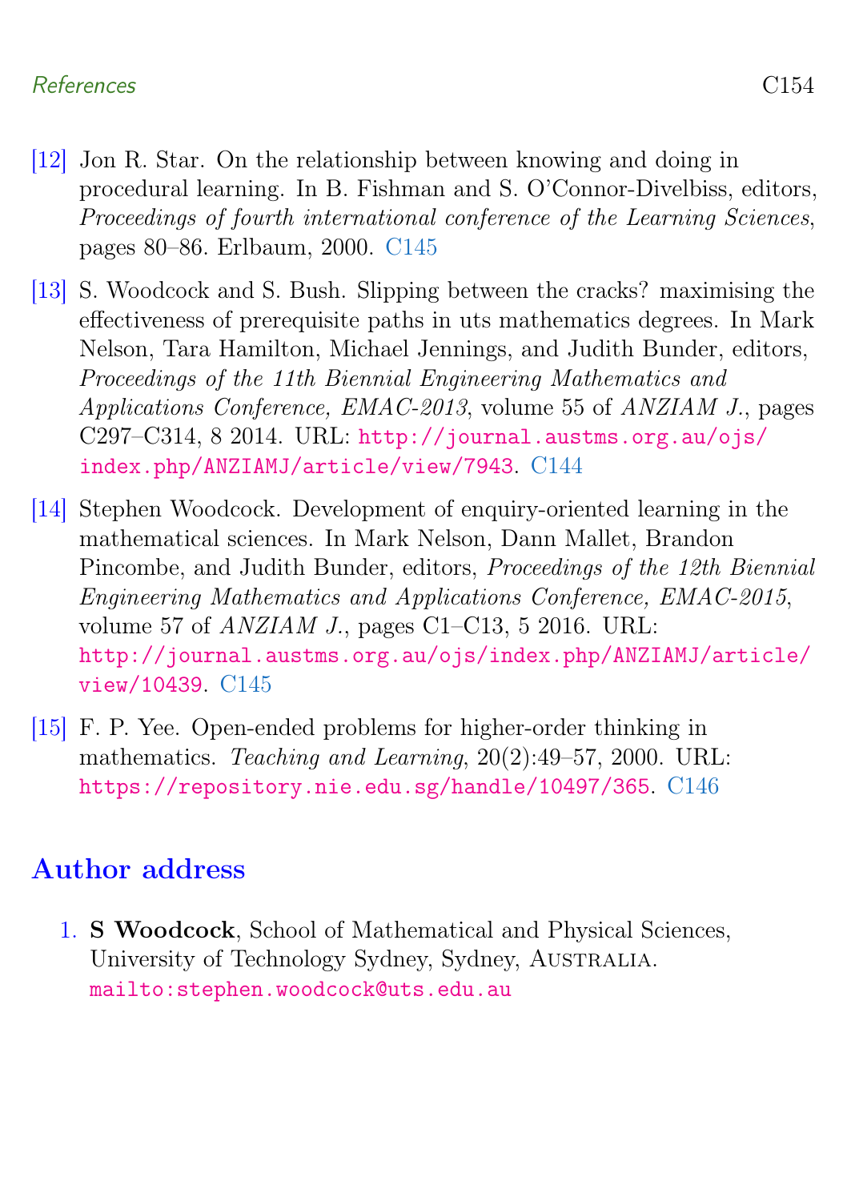[12] Jon R. Star. On the relationship between knowing and doing in procedural learning. In B. Fishman and S. O'Connor-Divelbiss, editors, *Proceedings of fourth international conference of the Learning Sciences*, pages 80–86. Erlbaum, 2000. C145

[13] S. Woodcock and S. Bush. Slipping between the cracks? maximising the effectiveness of prerequisite paths in uts mathematics degrees. In Mark Nelson, Tara Hamilton, Michael Jennings, and Judith Bunder, editors, *Proceedings of the 11th Biennial Engineering Mathematics and Applications Conference, EMAC-2013*, volume 55 of *ANZIAM J.*, pages C297–C314, 8 2014. URL: `http://journal.austms.org.au/ojs/index.php/ANZIAMJ/article/view/7943`. C144

[14] Stephen Woodcock. Development of enquiry-oriented learning in the mathematical sciences. In Mark Nelson, Dann Mallet, Brandon Pincombe, and Judith Bunder, editors, *Proceedings of the 12th Biennial Engineering Mathematics and Applications Conference, EMAC-2015*, volume 57 of *ANZIAM J.*, pages C1–C13, 5 2016. URL: `http://journal.austms.org.au/ojs/index.php/ANZIAMJ/article/view/10439`. C145

[15] F. P. Yee. Open-ended problems for higher-order thinking in mathematics. *Teaching and Learning*, 20(2):49–57, 2000. URL: `https://repository.nie.edu.sg/handle/10497/365`. C146

## Author address

1. **S Woodcock**, School of Mathematical and Physical Sciences, University of Technology Sydney, Sydney, Australia.
   `mailto:stephen.woodcock@uts.edu.au`